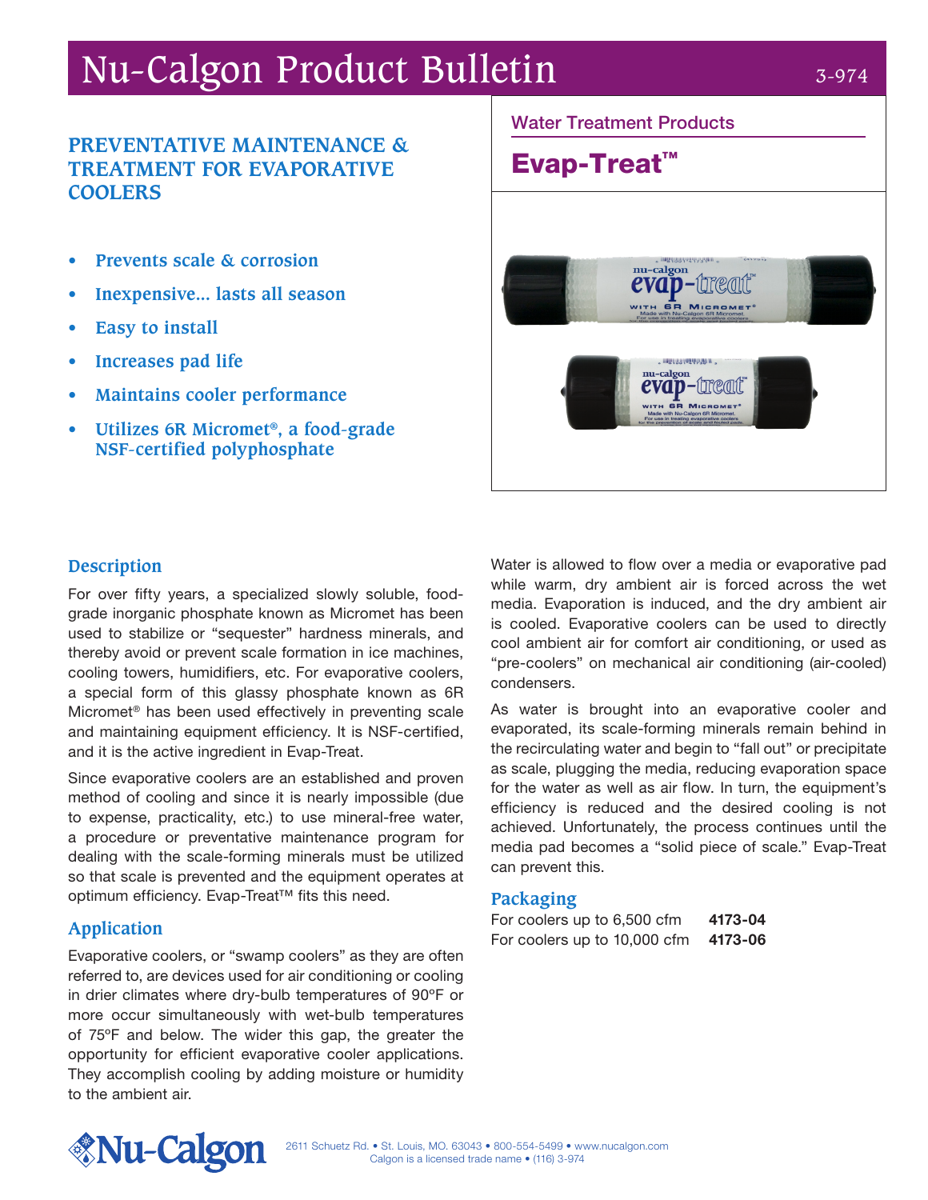# Nu-Calgon Product Bulletin

3-974

## PREVENTATIVE MAINTENANCE & TREATMENT FOR EVAPORATIVE COOLERS

- **Prevents scale & corrosion**
- **Inexpensive… lasts all season**
- **Easy to install**
- **Increases pad life**
- **Maintains cooler performance**
- **Utilizes 6R Micromet®, a food-grade NSF-certified polyphosphate**

Water Treatment Products

## Evap-Treat™

### Description

For over fifty years, a specialized slowly soluble, food-grade inorganic phosphate known as Micromet has been used to stabilize or "sequester" hardness minerals, and thereby avoid or prevent scale formation in ice machines, cooling towers, humidifiers, etc. For evaporative coolers, a special form of this glassy phosphate known as 6R Micromet® has been used effectively in preventing scale and maintaining equipment efficiency. It is NSF-certified, and it is the active ingredient in Evap-Treat.

Since evaporative coolers are an established and proven method of cooling and since it is nearly impossible (due to expense, practicality, etc.) to use mineral-free water, a procedure or preventative maintenance program for dealing with the scale-forming minerals must be utilized so that scale is prevented and the equipment operates at optimum efficiency. Evap-Treat™ fits this need.

### Application

Evaporative coolers, or "swamp coolers" as they are often referred to, are devices used for air conditioning or cooling in drier climates where dry-bulb temperatures of 90ºF or more occur simultaneously with wet-bulb temperatures of 75ºF and below. The wider this gap, the greater the opportunity for efficient evaporative cooler applications. They accomplish cooling by adding moisture or humidity to the ambient air.

Water is allowed to flow over a media or evaporative pad while warm, dry ambient air is forced across the wet media. Evaporation is induced, and the dry ambient air is cooled. Evaporative coolers can be used to directly cool ambient air for comfort air conditioning, or used as "pre-coolers" on mechanical air conditioning (air-cooled) condensers.

As water is brought into an evaporative cooler and evaporated, its scale-forming minerals remain behind in the recirculating water and begin to "fall out" or precipitate as scale, plugging the media, reducing evaporation space for the water as well as air flow. In turn, the equipment's efficiency is reduced and the desired cooling is not achieved. Unfortunately, the process continues until the media pad becomes a "solid piece of scale." Evap-Treat can prevent this.

### Packaging

| | |
|---|---|
| For coolers up to 6,500 cfm | **4173-04** |
| For coolers up to 10,000 cfm | **4173-06** |

Nu-Calgon

2611 Schuetz Rd. • St. Louis, MO. 63043 • 800-554-5499 • www.nucalgon.com
Calgon is a licensed trade name • (116) 3-974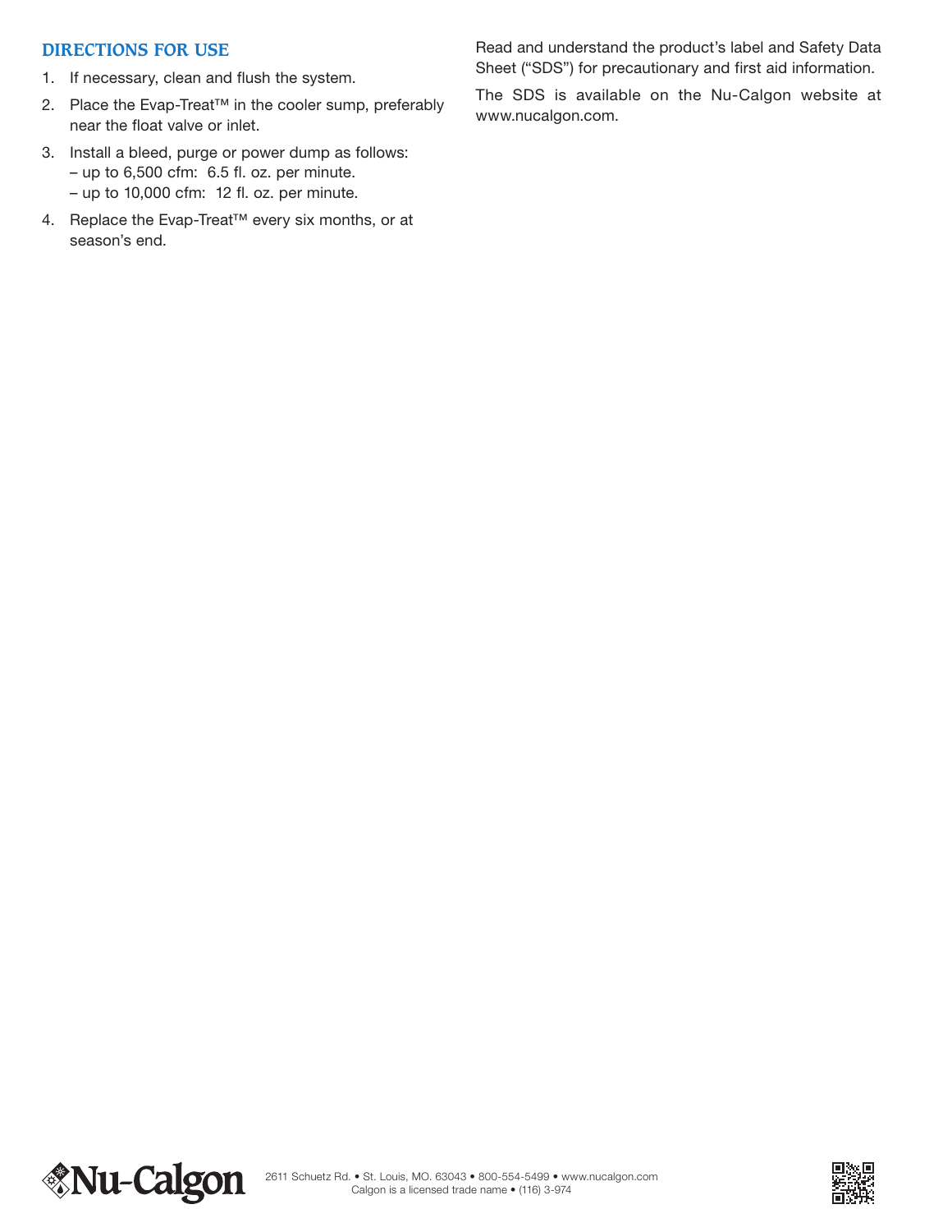## DIRECTIONS FOR USE

1. If necessary, clean and flush the system.
2. Place the Evap-Treat™ in the cooler sump, preferably near the float valve or inlet.
3. Install a bleed, purge or power dump as follows:
   – up to 6,500 cfm: 6.5 fl. oz. per minute.
   – up to 10,000 cfm: 12 fl. oz. per minute.
4. Replace the Evap-Treat™ every six months, or at season's end.

Read and understand the product's label and Safety Data Sheet ("SDS") for precautionary and first aid information.

The SDS is available on the Nu-Calgon website at www.nucalgon.com.

Nu-Calgon

2611 Schuetz Rd. • St. Louis, MO. 63043 • 800-554-5499 • www.nucalgon.com
Calgon is a licensed trade name • (116) 3-974